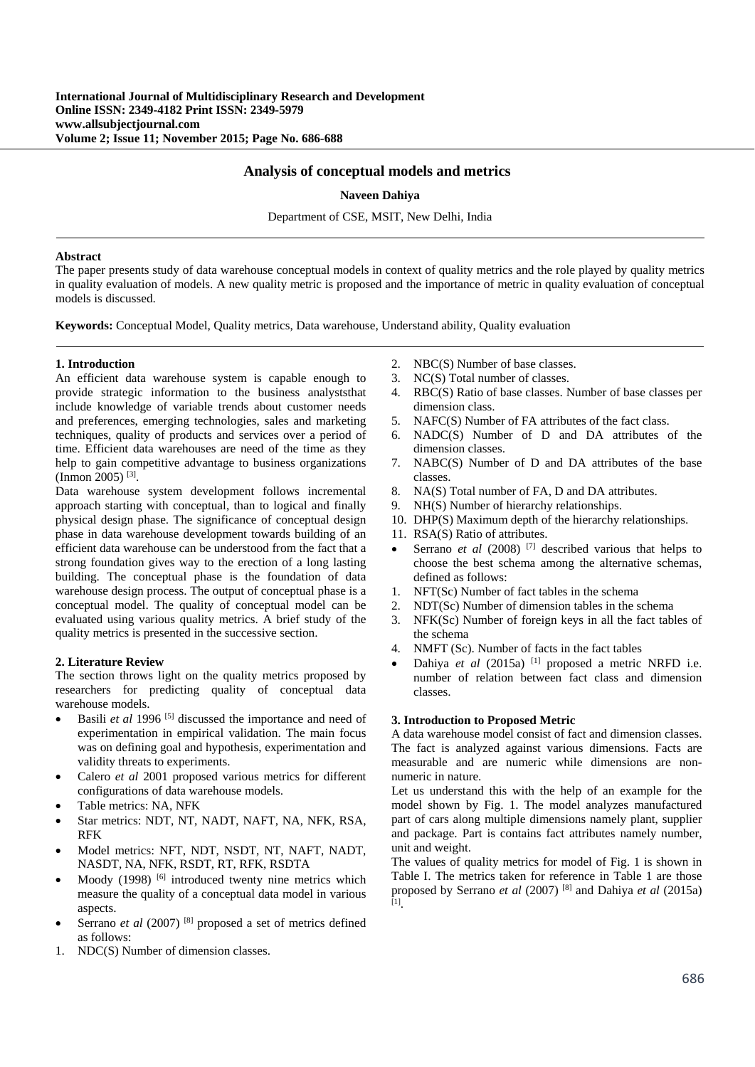# Analysis of conceptual models and metrics

**Naveen Dahiya**

Department of CSE, MSIT, New Delhi, India

## Abstract

The paper presents study of data warehouse conceptual models in context of quality metrics and the role played by quality metrics in quality evaluation of models. A new quality metric is proposed and the importance of metric in quality evaluation of conceptual models is discussed.

**Keywords:** Conceptual Model, Quality metrics, Data warehouse, Understand ability, Quality evaluation

## 1. Introduction

An efficient data warehouse system is capable enough to provide strategic information to the business analyststhat include knowledge of variable trends about customer needs and preferences, emerging technologies, sales and marketing techniques, quality of products and services over a period of time. Efficient data warehouses are need of the time as they help to gain competitive advantage to business organizations (Inmon 2005) [3].

Data warehouse system development follows incremental approach starting with conceptual, than to logical and finally physical design phase. The significance of conceptual design phase in data warehouse development towards building of an efficient data warehouse can be understood from the fact that a strong foundation gives way to the erection of a long lasting building. The conceptual phase is the foundation of data warehouse design process. The output of conceptual phase is a conceptual model. The quality of conceptual model can be evaluated using various quality metrics. A brief study of the quality metrics is presented in the successive section.

## 2. Literature Review

The section throws light on the quality metrics proposed by researchers for predicting quality of conceptual data warehouse models.

- Basili *et al* 1996 [5] discussed the importance and need of experimentation in empirical validation. The main focus was on defining goal and hypothesis, experimentation and validity threats to experiments.
- Calero *et al* 2001 proposed various metrics for different configurations of data warehouse models.
- Table metrics: NA, NFK
- Star metrics: NDT, NT, NADT, NAFT, NA, NFK, RSA, RFK
- Model metrics: NFT, NDT, NSDT, NT, NAFT, NADT, NASDT, NA, NFK, RSDT, RT, RFK, RSDTA
- Moody (1998) [6] introduced twenty nine metrics which measure the quality of a conceptual data model in various aspects.
- Serrano *et al* (2007) [8] proposed a set of metrics defined as follows:

1. NDC(S) Number of dimension classes.
2. NBC(S) Number of base classes.
3. NC(S) Total number of classes.
4. RBC(S) Ratio of base classes. Number of base classes per dimension class.
5. NAFC(S) Number of FA attributes of the fact class.
6. NADC(S) Number of D and DA attributes of the dimension classes.
7. NABC(S) Number of D and DA attributes of the base classes.
8. NA(S) Total number of FA, D and DA attributes.
9. NH(S) Number of hierarchy relationships.
10. DHP(S) Maximum depth of the hierarchy relationships.
11. RSA(S) Ratio of attributes.

- Serrano *et al* (2008) [7] described various that helps to choose the best schema among the alternative schemas, defined as follows:

1. NFT(Sc) Number of fact tables in the schema
2. NDT(Sc) Number of dimension tables in the schema
3. NFK(Sc) Number of foreign keys in all the fact tables of the schema
4. NMFT (Sc). Number of facts in the fact tables

- Dahiya *et al* (2015a) [1] proposed a metric NRFD i.e. number of relation between fact class and dimension classes.

## 3. Introduction to Proposed Metric

A data warehouse model consist of fact and dimension classes. The fact is analyzed against various dimensions. Facts are measurable and are numeric while dimensions are non-numeric in nature.

Let us understand this with the help of an example for the model shown by Fig. 1. The model analyzes manufactured part of cars along multiple dimensions namely plant, supplier and package. Part is contains fact attributes namely number, unit and weight.

The values of quality metrics for model of Fig. 1 is shown in Table I. The metrics taken for reference in Table 1 are those proposed by Serrano *et al* (2007) [8] and Dahiya *et al* (2015a) [1].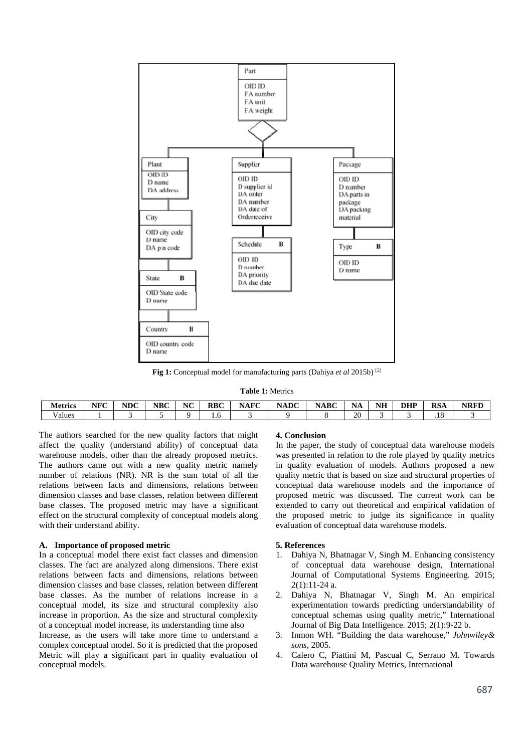Part

OID ID
FA number
FA unit
FA weight

Plant

OID ID
D name
DA address

Supplier

OID ID
D supplier id
DA order
DA number
DA date of
Orderreceive

Package

OID ID
D number
DA parts in
package
DA packing
material

City

OID city code
D name
DA pin code

Schedule B

OID ID
D number
DA priority
DA due date

Type B

OID ID
D name

State B

OID State code
D name

Country B

OID country code
D name

**Fig 1:** Conceptual model for manufacturing parts (Dahiya *et al* 2015b) [2]

**Table 1:** Metrics

| Metrics | NFC | NDC | NBC | NC | RBC | NAFC | NADC | NABC | NA | NH | DHP | RSA | NRFD |
|---|---|---|---|---|---|---|---|---|---|---|---|---|---|
| Values | 1 | 3 | 5 | 9 | 1.6 | 3 | 9 | 8 | 20 | 3 | 3 | .18 | 3 |

The authors searched for the new quality factors that might affect the quality (understand ability) of conceptual data warehouse models, other than the already proposed metrics. The authors came out with a new quality metric namely number of relations (NR). NR is the sum total of all the relations between facts and dimensions, relations between dimension classes and base classes, relation between different base classes. The proposed metric may have a significant effect on the structural complexity of conceptual models along with their understand ability.

### A. Importance of proposed metric

In a conceptual model there exist fact classes and dimension classes. The fact are analyzed along dimensions. There exist relations between facts and dimensions, relations between dimension classes and base classes, relation between different base classes. As the number of relations increase in a conceptual model, its size and structural complexity also increase in proportion. As the size and structural complexity of a conceptual model increase, its understanding time also

Increase, as the users will take more time to understand a complex conceptual model. So it is predicted that the proposed Metric will play a significant part in quality evaluation of conceptual models.

## 4. Conclusion

In the paper, the study of conceptual data warehouse models was presented in relation to the role played by quality metrics in quality evaluation of models. Authors proposed a new quality metric that is based on size and structural properties of conceptual data warehouse models and the importance of proposed metric was discussed. The current work can be extended to carry out theoretical and empirical validation of the proposed metric to judge its significance in quality evaluation of conceptual data warehouse models.

## 5. References

1. Dahiya N, Bhatnagar V, Singh M. Enhancing consistency of conceptual data warehouse design, International Journal of Computational Systems Engineering. 2015; 2(1):11-24 a.
2. Dahiya N, Bhatnagar V, Singh M. An empirical experimentation towards predicting understandability of conceptual schemas using quality metric," International Journal of Big Data Intelligence. 2015; 2(1):9-22 b.
3. Inmon WH. "Building the data warehouse," *Johnwiley& sons*, 2005.
4. Calero C, Piattini M, Pascual C, Serrano M. Towards Data warehouse Quality Metrics, International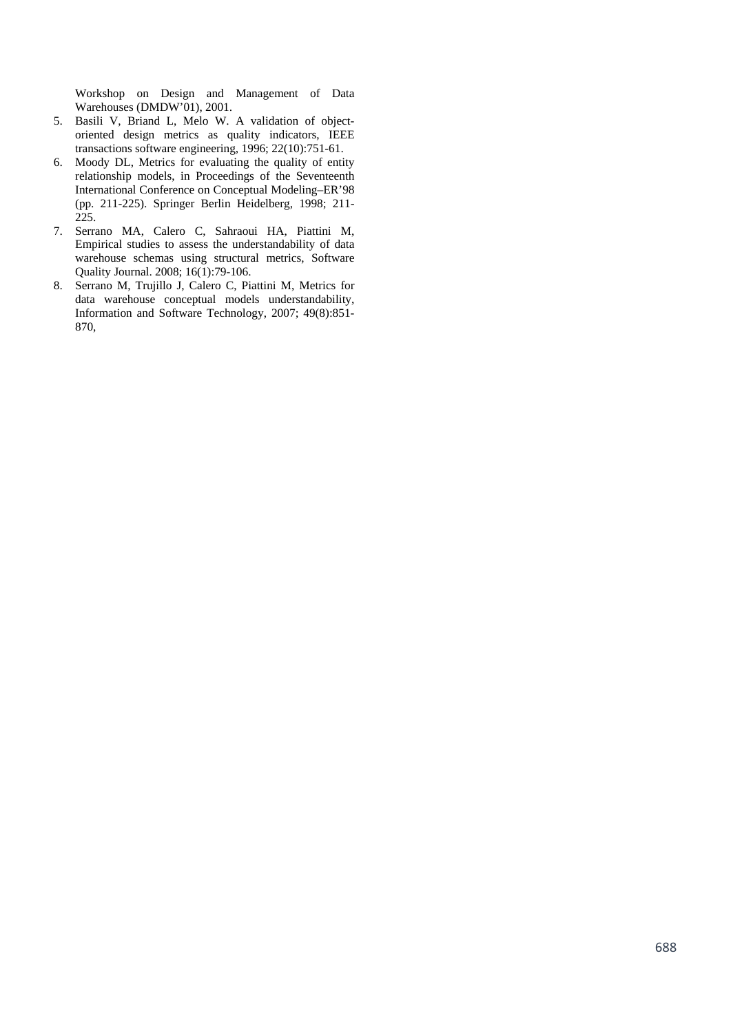Workshop on Design and Management of Data Warehouses (DMDW'01), 2001.

5. Basili V, Briand L, Melo W. A validation of object-oriented design metrics as quality indicators, IEEE transactions software engineering, 1996; 22(10):751-61.
6. Moody DL, Metrics for evaluating the quality of entity relationship models, in Proceedings of the Seventeenth International Conference on Conceptual Modeling–ER'98 (pp. 211-225). Springer Berlin Heidelberg, 1998; 211-225.
7. Serrano MA, Calero C, Sahraoui HA, Piattini M, Empirical studies to assess the understandability of data warehouse schemas using structural metrics, Software Quality Journal. 2008; 16(1):79-106.
8. Serrano M, Trujillo J, Calero C, Piattini M, Metrics for data warehouse conceptual models understandability, Information and Software Technology, 2007; 49(8):851-870,